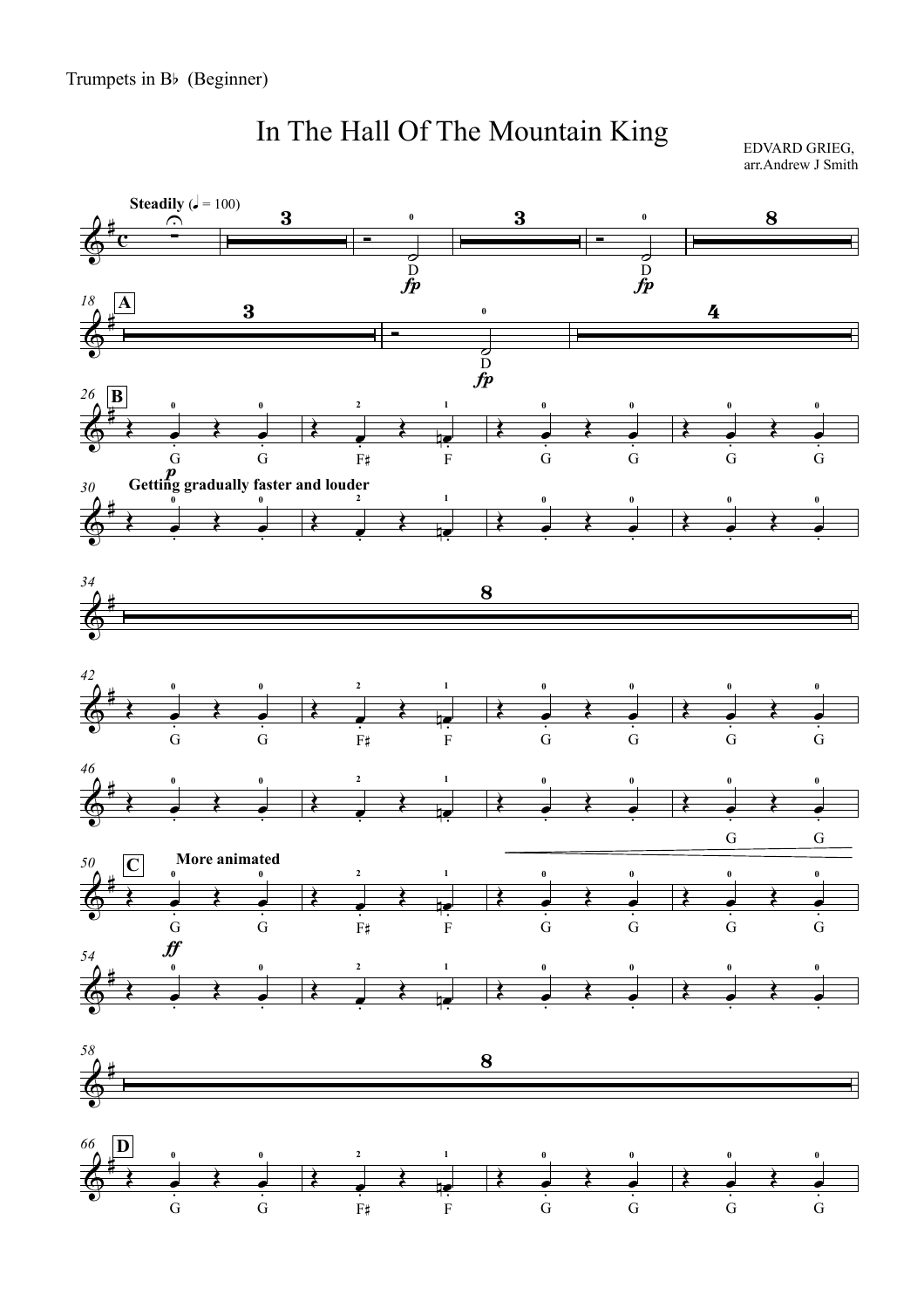Trumpets in B♭ (Beginner)

# In The Hall Of The Mountain King

EDVARD GRIEG,
arr.Andrew J Smith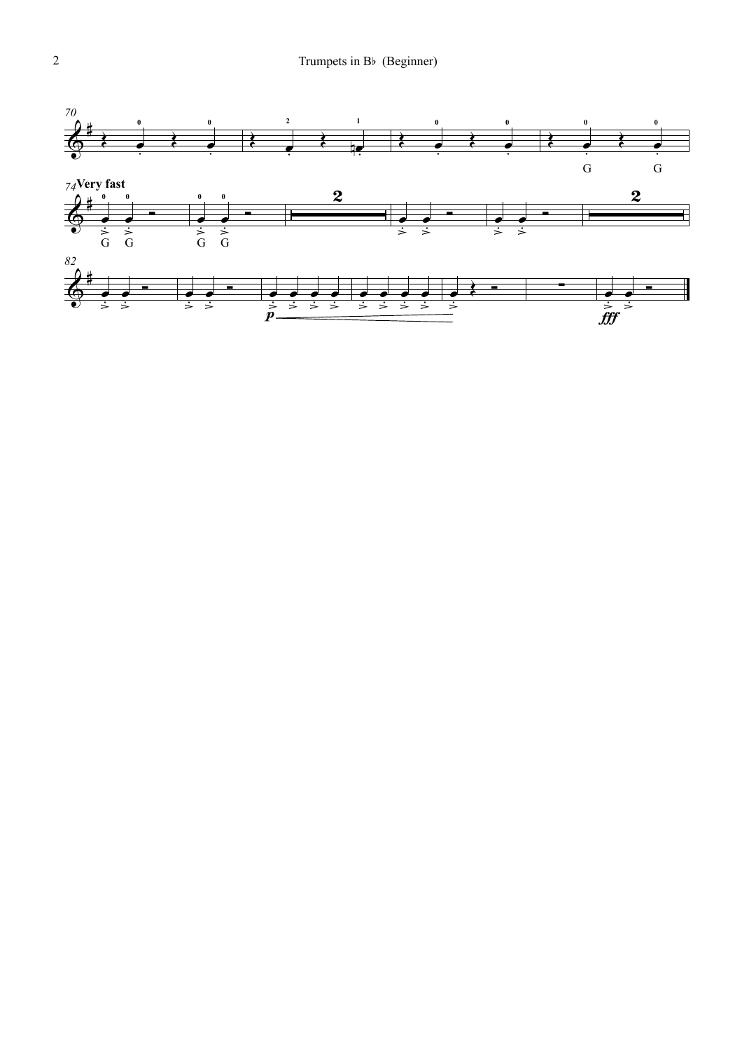**Very fast**